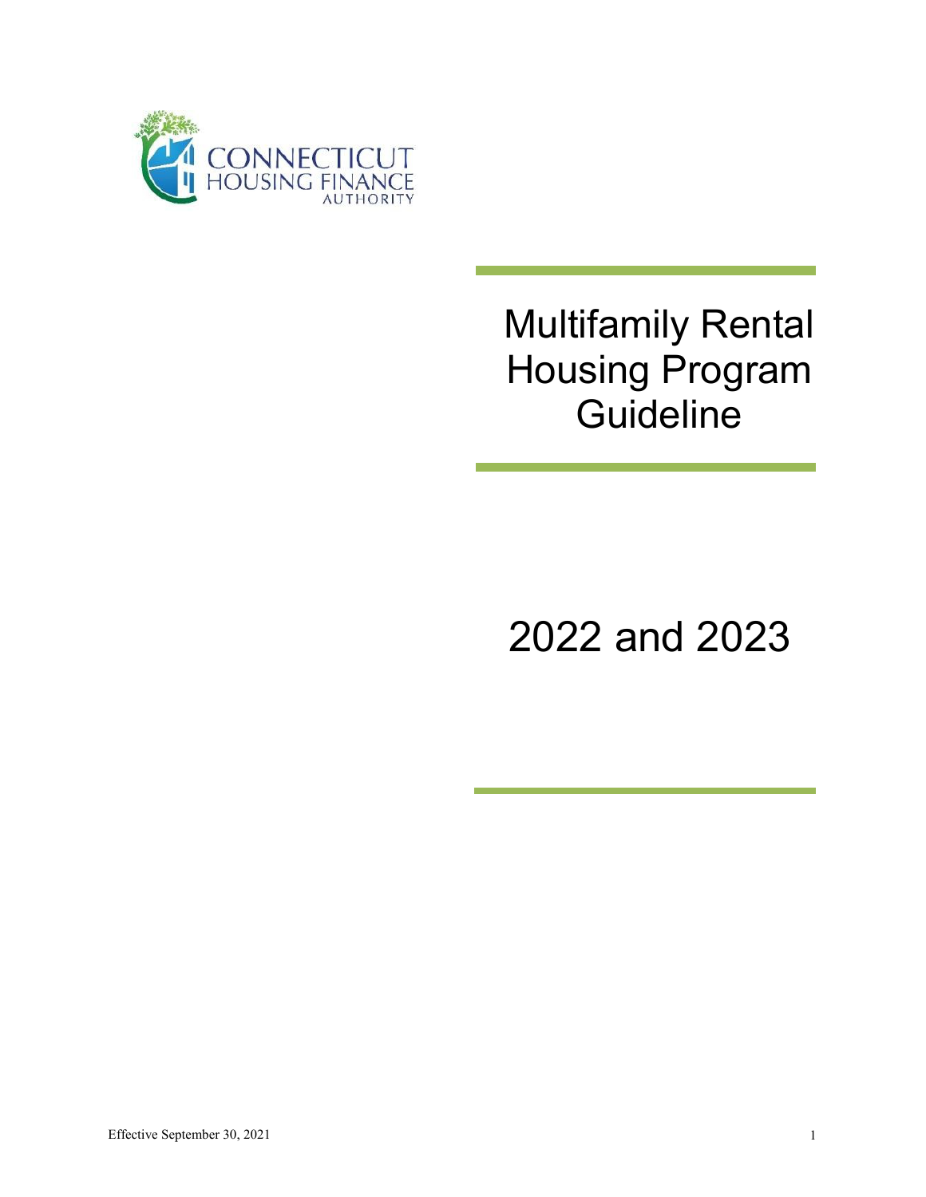CONNECTICUT HOUSING FINANCE AUTHORITY

# Multifamily Rental Housing Program Guideline

# 2022 and 2023

Effective September 30, 2021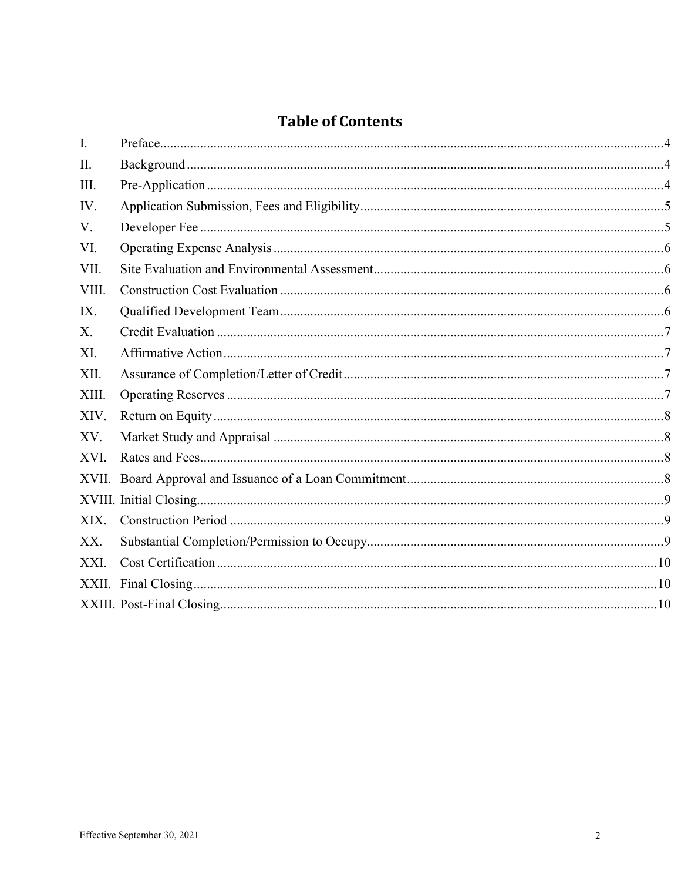## Table of Contents

| | | |
|---|---|---|
| I. | Preface | 4 |
| II. | Background | 4 |
| III. | Pre-Application | 4 |
| IV. | Application Submission, Fees and Eligibility | 5 |
| V. | Developer Fee | 5 |
| VI. | Operating Expense Analysis | 6 |
| VII. | Site Evaluation and Environmental Assessment | 6 |
| VIII. | Construction Cost Evaluation | 6 |
| IX. | Qualified Development Team | 6 |
| X. | Credit Evaluation | 7 |
| XI. | Affirmative Action | 7 |
| XII. | Assurance of Completion/Letter of Credit | 7 |
| XIII. | Operating Reserves | 7 |
| XIV. | Return on Equity | 8 |
| XV. | Market Study and Appraisal | 8 |
| XVI. | Rates and Fees | 8 |
| XVII. | Board Approval and Issuance of a Loan Commitment | 8 |
| XVIII. | Initial Closing | 9 |
| XIX. | Construction Period | 9 |
| XX. | Substantial Completion/Permission to Occupy | 9 |
| XXI. | Cost Certification | 10 |
| XXII. | Final Closing | 10 |
| XXIII. | Post-Final Closing | 10 |

Effective September 30, 2021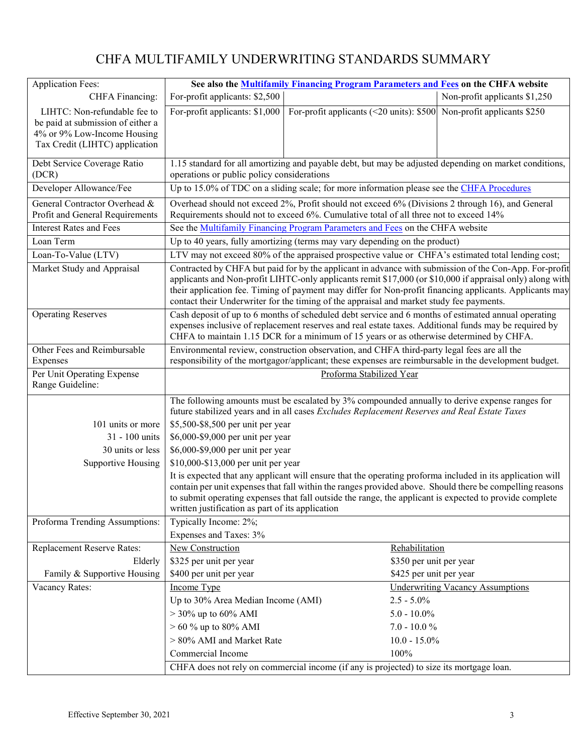# CHFA MULTIFAMILY UNDERWRITING STANDARDS SUMMARY

| | | | |
|---|---|---|---|
| Application Fees: | **See also the [Multifamily Financing Program Parameters and Fees](#) on the CHFA website** | | |
| CHFA Financing: | For-profit applicants: $2,500 | | Non-profit applicants $1,250 |
| LIHTC: Non-refundable fee to be paid at submission of either a 4% or 9% Low-Income Housing Tax Credit (LIHTC) application | For-profit applicants: $1,000 | For-profit applicants (<20 units): $500 | Non-profit applicants $250 |
| Debt Service Coverage Ratio (DCR) | 1.15 standard for all amortizing and payable debt, but may be adjusted depending on market conditions, operations or public policy considerations | | |
| Developer Allowance/Fee | Up to 15.0% of TDC on a sliding scale; for more information please see the [CHFA Procedures](#) | | |
| General Contractor Overhead & Profit and General Requirements | Overhead should not exceed 2%, Profit should not exceed 6% (Divisions 2 through 16), and General Requirements should not to exceed 6%. Cumulative total of all three not to exceed 14% | | |
| Interest Rates and Fees | See the [Multifamily Financing Program Parameters and Fees](#) on the CHFA website | | |
| Loan Term | Up to 40 years, fully amortizing (terms may vary depending on the product) | | |
| Loan-To-Value (LTV) | LTV may not exceed 80% of the appraised prospective value or CHFA's estimated total lending cost; | | |
| Market Study and Appraisal | Contracted by CHFA but paid for by the applicant in advance with submission of the Con-App. For-profit applicants and Non-profit LIHTC-only applicants remit $17,000 (or $10,000 if appraisal only) along with their application fee. Timing of payment may differ for Non-profit financing applicants. Applicants may contact their Underwriter for the timing of the appraisal and market study fee payments. | | |
| Operating Reserves | Cash deposit of up to 6 months of scheduled debt service and 6 months of estimated annual operating expenses inclusive of replacement reserves and real estate taxes. Additional funds may be required by CHFA to maintain 1.15 DCR for a minimum of 15 years or as otherwise determined by CHFA. | | |
| Other Fees and Reimbursable Expenses | Environmental review, construction observation, and CHFA third-party legal fees are all the responsibility of the mortgagor/applicant; these expenses are reimbursable in the development budget. | | |
| Per Unit Operating Expense Range Guideline: | Proforma Stabilized Year | | |
| | The following amounts must be escalated by 3% compounded annually to derive expense ranges for future stabilized years and in all cases *Excludes Replacement Reserves and Real Estate Taxes* | | |
| 101 units or more | $5,500-$8,500 per unit per year | | |
| 31 - 100 units | $6,000-$9,000 per unit per year | | |
| 30 units or less | $6,000-$9,000 per unit per year | | |
| Supportive Housing | $10,000-$13,000 per unit per year | | |
| | It is expected that any applicant will ensure that the operating proforma included in its application will contain per unit expenses that fall within the ranges provided above. Should there be compelling reasons to submit operating expenses that fall outside the range, the applicant is expected to provide complete written justification as part of its application | | |
| Proforma Trending Assumptions: | Typically Income: 2%; | | |
| | Expenses and Taxes: 3% | | |
| Replacement Reserve Rates: | New Construction | Rehabilitation | |
| Elderly | $325 per unit per year | $350 per unit per year | |
| Family & Supportive Housing | $400 per unit per year | $425 per unit per year | |
| Vacancy Rates: | Income Type | Underwriting Vacancy Assumptions | |
| | Up to 30% Area Median Income (AMI) | 2.5 - 5.0% | |
| | > 30% up to 60% AMI | 5.0 - 10.0% | |
| | > 60 % up to 80% AMI | 7.0 - 10.0 % | |
| | > 80% AMI and Market Rate | 10.0 - 15.0% | |
| | Commercial Income | 100% | |
| | CHFA does not rely on commercial income (if any is projected) to size its mortgage loan. | | |

Effective September 30, 2021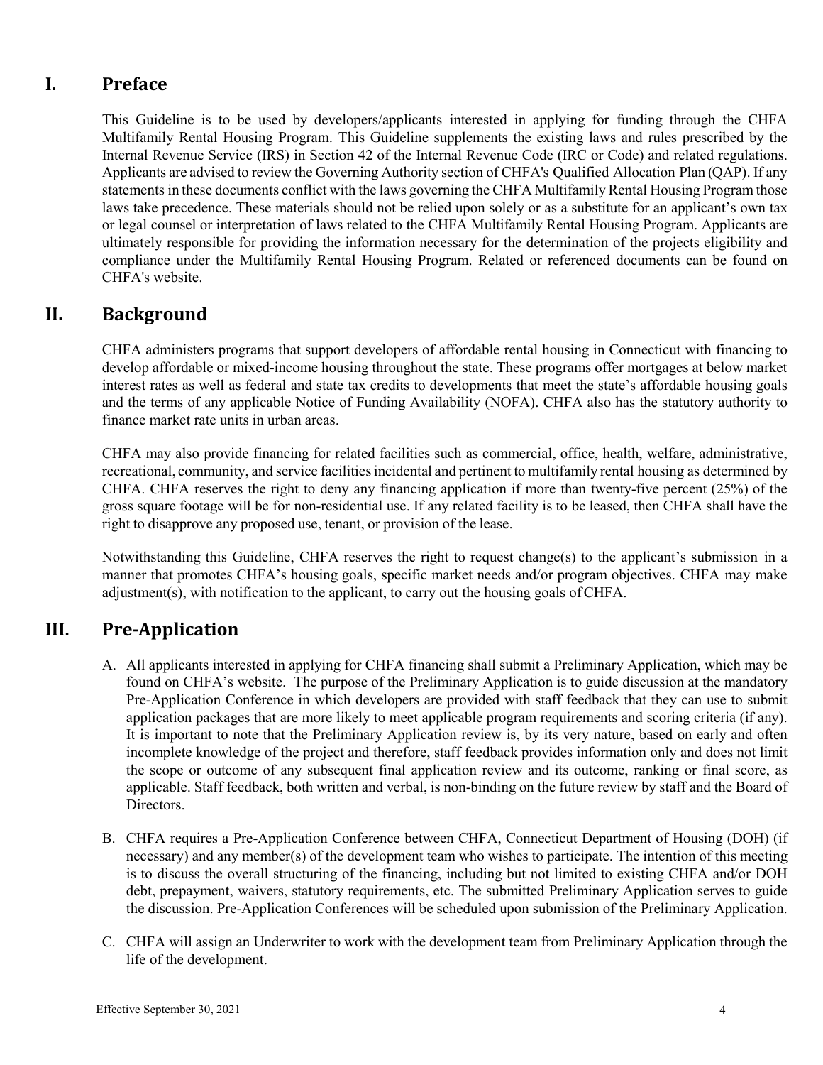## I. Preface

This Guideline is to be used by developers/applicants interested in applying for funding through the CHFA Multifamily Rental Housing Program. This Guideline supplements the existing laws and rules prescribed by the Internal Revenue Service (IRS) in Section 42 of the Internal Revenue Code (IRC or Code) and related regulations. Applicants are advised to review the Governing Authority section of CHFA's Qualified Allocation Plan (QAP). If any statements in these documents conflict with the laws governing the CHFA Multifamily Rental Housing Program those laws take precedence. These materials should not be relied upon solely or as a substitute for an applicant's own tax or legal counsel or interpretation of laws related to the CHFA Multifamily Rental Housing Program. Applicants are ultimately responsible for providing the information necessary for the determination of the projects eligibility and compliance under the Multifamily Rental Housing Program. Related or referenced documents can be found on CHFA's website.

## II. Background

CHFA administers programs that support developers of affordable rental housing in Connecticut with financing to develop affordable or mixed-income housing throughout the state. These programs offer mortgages at below market interest rates as well as federal and state tax credits to developments that meet the state's affordable housing goals and the terms of any applicable Notice of Funding Availability (NOFA). CHFA also has the statutory authority to finance market rate units in urban areas.

CHFA may also provide financing for related facilities such as commercial, office, health, welfare, administrative, recreational, community, and service facilities incidental and pertinent to multifamily rental housing as determined by CHFA. CHFA reserves the right to deny any financing application if more than twenty-five percent (25%) of the gross square footage will be for non-residential use. If any related facility is to be leased, then CHFA shall have the right to disapprove any proposed use, tenant, or provision of the lease.

Notwithstanding this Guideline, CHFA reserves the right to request change(s) to the applicant's submission in a manner that promotes CHFA's housing goals, specific market needs and/or program objectives. CHFA may make adjustment(s), with notification to the applicant, to carry out the housing goals of CHFA.

## III. Pre-Application

A. All applicants interested in applying for CHFA financing shall submit a Preliminary Application, which may be found on CHFA's website. The purpose of the Preliminary Application is to guide discussion at the mandatory Pre-Application Conference in which developers are provided with staff feedback that they can use to submit application packages that are more likely to meet applicable program requirements and scoring criteria (if any). It is important to note that the Preliminary Application review is, by its very nature, based on early and often incomplete knowledge of the project and therefore, staff feedback provides information only and does not limit the scope or outcome of any subsequent final application review and its outcome, ranking or final score, as applicable. Staff feedback, both written and verbal, is non-binding on the future review by staff and the Board of Directors.

B. CHFA requires a Pre-Application Conference between CHFA, Connecticut Department of Housing (DOH) (if necessary) and any member(s) of the development team who wishes to participate. The intention of this meeting is to discuss the overall structuring of the financing, including but not limited to existing CHFA and/or DOH debt, prepayment, waivers, statutory requirements, etc. The submitted Preliminary Application serves to guide the discussion. Pre-Application Conferences will be scheduled upon submission of the Preliminary Application.

C. CHFA will assign an Underwriter to work with the development team from Preliminary Application through the life of the development.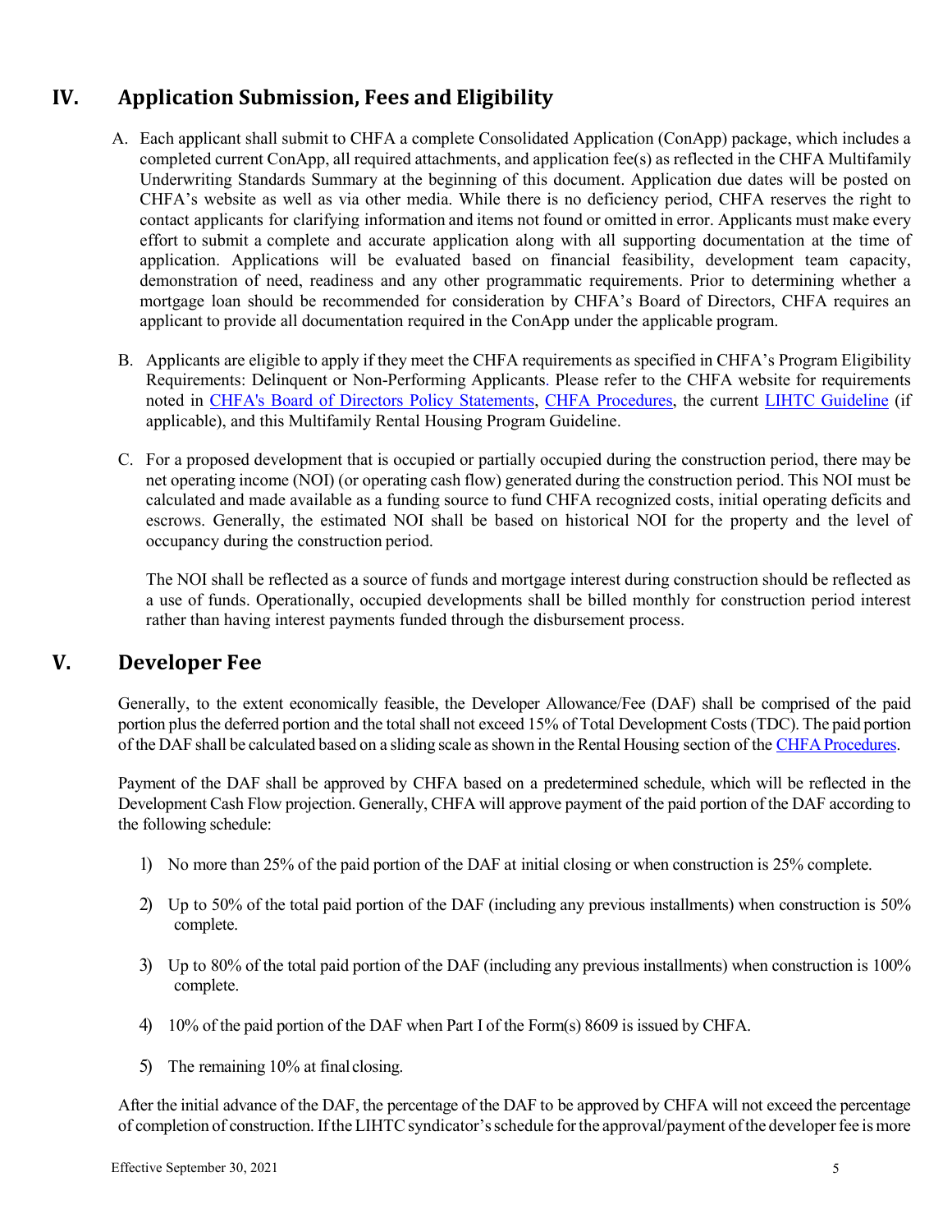## IV. Application Submission, Fees and Eligibility

A. Each applicant shall submit to CHFA a complete Consolidated Application (ConApp) package, which includes a completed current ConApp, all required attachments, and application fee(s) as reflected in the CHFA Multifamily Underwriting Standards Summary at the beginning of this document. Application due dates will be posted on CHFA's website as well as via other media. While there is no deficiency period, CHFA reserves the right to contact applicants for clarifying information and items not found or omitted in error. Applicants must make every effort to submit a complete and accurate application along with all supporting documentation at the time of application. Applications will be evaluated based on financial feasibility, development team capacity, demonstration of need, readiness and any other programmatic requirements. Prior to determining whether a mortgage loan should be recommended for consideration by CHFA's Board of Directors, CHFA requires an applicant to provide all documentation required in the ConApp under the applicable program.

B. Applicants are eligible to apply if they meet the CHFA requirements as specified in CHFA's Program Eligibility Requirements: Delinquent or Non-Performing Applicants. Please refer to the CHFA website for requirements noted in CHFA's Board of Directors Policy Statements, CHFA Procedures, the current LIHTC Guideline (if applicable), and this Multifamily Rental Housing Program Guideline.

C. For a proposed development that is occupied or partially occupied during the construction period, there may be net operating income (NOI) (or operating cash flow) generated during the construction period. This NOI must be calculated and made available as a funding source to fund CHFA recognized costs, initial operating deficits and escrows. Generally, the estimated NOI shall be based on historical NOI for the property and the level of occupancy during the construction period.

   The NOI shall be reflected as a source of funds and mortgage interest during construction should be reflected as a use of funds. Operationally, occupied developments shall be billed monthly for construction period interest rather than having interest payments funded through the disbursement process.

## V. Developer Fee

Generally, to the extent economically feasible, the Developer Allowance/Fee (DAF) shall be comprised of the paid portion plus the deferred portion and the total shall not exceed 15% of Total Development Costs (TDC). The paid portion of the DAF shall be calculated based on a sliding scale as shown in the Rental Housing section of the CHFA Procedures.

Payment of the DAF shall be approved by CHFA based on a predetermined schedule, which will be reflected in the Development Cash Flow projection. Generally, CHFA will approve payment of the paid portion of the DAF according to the following schedule:

1) No more than 25% of the paid portion of the DAF at initial closing or when construction is 25% complete.
2) Up to 50% of the total paid portion of the DAF (including any previous installments) when construction is 50% complete.
3) Up to 80% of the total paid portion of the DAF (including any previous installments) when construction is 100% complete.
4) 10% of the paid portion of the DAF when Part I of the Form(s) 8609 is issued by CHFA.
5) The remaining 10% at final closing.

After the initial advance of the DAF, the percentage of the DAF to be approved by CHFA will not exceed the percentage of completion of construction. If the LIHTC syndicator's schedule for the approval/payment of the developer fee is more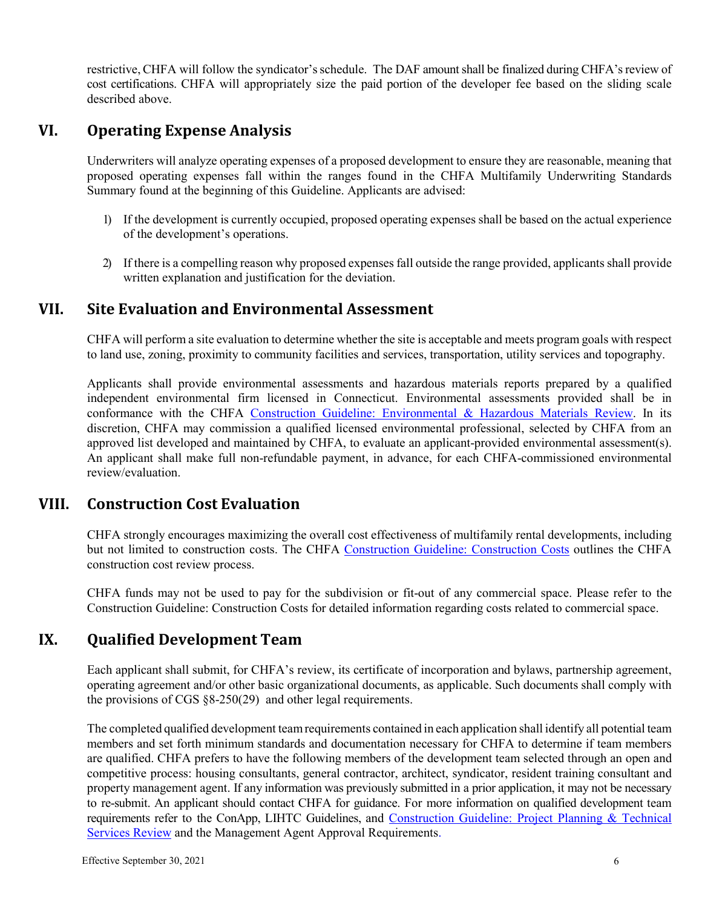restrictive, CHFA will follow the syndicator's schedule. The DAF amount shall be finalized during CHFA's review of cost certifications. CHFA will appropriately size the paid portion of the developer fee based on the sliding scale described above.

## VI. Operating Expense Analysis

Underwriters will analyze operating expenses of a proposed development to ensure they are reasonable, meaning that proposed operating expenses fall within the ranges found in the CHFA Multifamily Underwriting Standards Summary found at the beginning of this Guideline. Applicants are advised:

1) If the development is currently occupied, proposed operating expenses shall be based on the actual experience of the development's operations.

2) If there is a compelling reason why proposed expenses fall outside the range provided, applicants shall provide written explanation and justification for the deviation.

## VII. Site Evaluation and Environmental Assessment

CHFA will perform a site evaluation to determine whether the site is acceptable and meets program goals with respect to land use, zoning, proximity to community facilities and services, transportation, utility services and topography.

Applicants shall provide environmental assessments and hazardous materials reports prepared by a qualified independent environmental firm licensed in Connecticut. Environmental assessments provided shall be in conformance with the CHFA Construction Guideline: Environmental & Hazardous Materials Review. In its discretion, CHFA may commission a qualified licensed environmental professional, selected by CHFA from an approved list developed and maintained by CHFA, to evaluate an applicant-provided environmental assessment(s). An applicant shall make full non-refundable payment, in advance, for each CHFA-commissioned environmental review/evaluation.

## VIII. Construction Cost Evaluation

CHFA strongly encourages maximizing the overall cost effectiveness of multifamily rental developments, including but not limited to construction costs. The CHFA Construction Guideline: Construction Costs outlines the CHFA construction cost review process.

CHFA funds may not be used to pay for the subdivision or fit-out of any commercial space. Please refer to the Construction Guideline: Construction Costs for detailed information regarding costs related to commercial space.

## IX. Qualified Development Team

Each applicant shall submit, for CHFA's review, its certificate of incorporation and bylaws, partnership agreement, operating agreement and/or other basic organizational documents, as applicable. Such documents shall comply with the provisions of CGS §8-250(29) and other legal requirements.

The completed qualified development team requirements contained in each application shall identify all potential team members and set forth minimum standards and documentation necessary for CHFA to determine if team members are qualified. CHFA prefers to have the following members of the development team selected through an open and competitive process: housing consultants, general contractor, architect, syndicator, resident training consultant and property management agent. If any information was previously submitted in a prior application, it may not be necessary to re-submit. An applicant should contact CHFA for guidance. For more information on qualified development team requirements refer to the ConApp, LIHTC Guidelines, and Construction Guideline: Project Planning & Technical Services Review and the Management Agent Approval Requirements.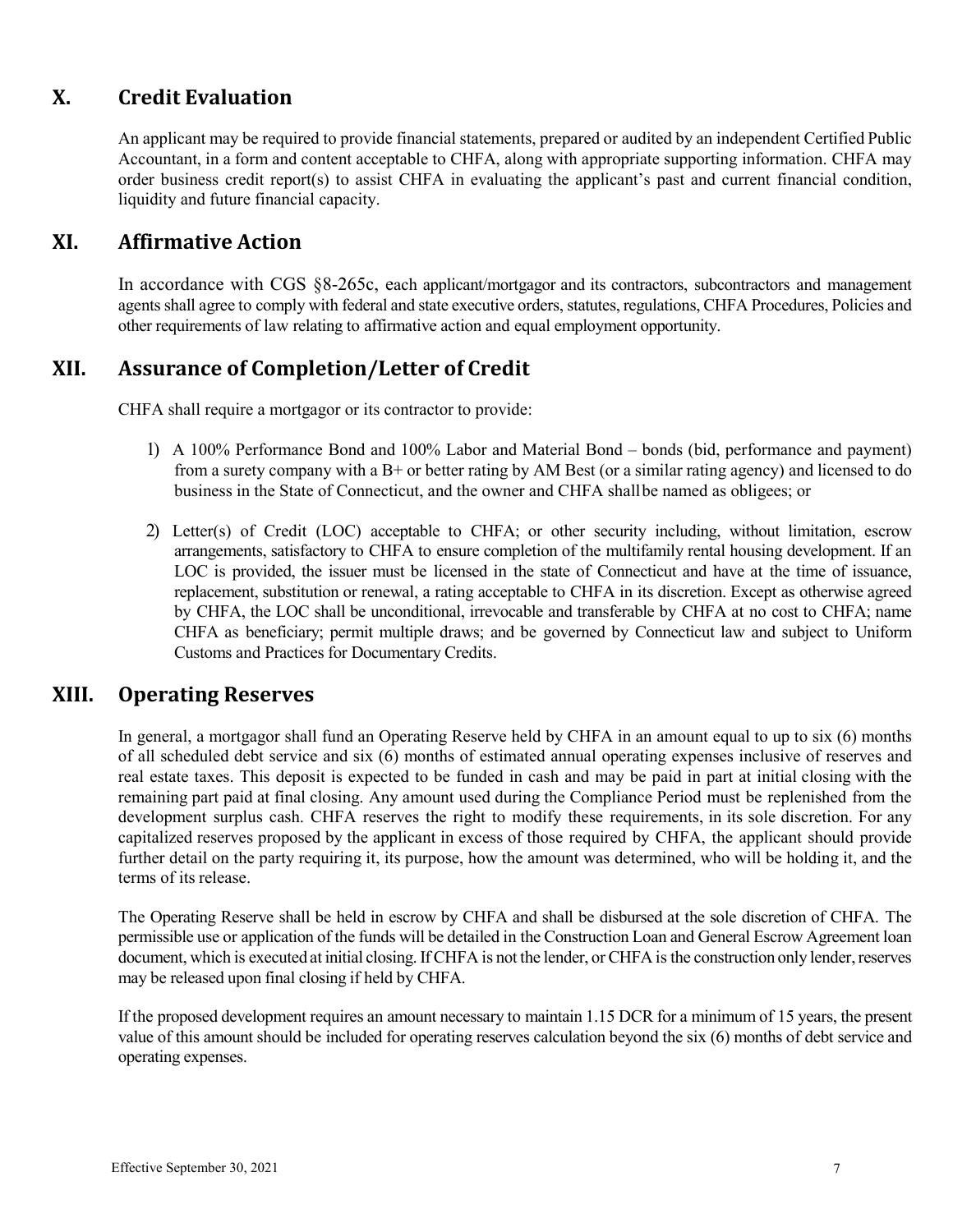## X. Credit Evaluation

An applicant may be required to provide financial statements, prepared or audited by an independent Certified Public Accountant, in a form and content acceptable to CHFA, along with appropriate supporting information. CHFA may order business credit report(s) to assist CHFA in evaluating the applicant's past and current financial condition, liquidity and future financial capacity.

## XI. Affirmative Action

In accordance with CGS §8-265c, each applicant/mortgagor and its contractors, subcontractors and management agents shall agree to comply with federal and state executive orders, statutes, regulations, CHFA Procedures, Policies and other requirements of law relating to affirmative action and equal employment opportunity.

## XII. Assurance of Completion/Letter of Credit

CHFA shall require a mortgagor or its contractor to provide:

1) A 100% Performance Bond and 100% Labor and Material Bond – bonds (bid, performance and payment) from a surety company with a B+ or better rating by AM Best (or a similar rating agency) and licensed to do business in the State of Connecticut, and the owner and CHFA shall be named as obligees; or

2) Letter(s) of Credit (LOC) acceptable to CHFA; or other security including, without limitation, escrow arrangements, satisfactory to CHFA to ensure completion of the multifamily rental housing development. If an LOC is provided, the issuer must be licensed in the state of Connecticut and have at the time of issuance, replacement, substitution or renewal, a rating acceptable to CHFA in its discretion. Except as otherwise agreed by CHFA, the LOC shall be unconditional, irrevocable and transferable by CHFA at no cost to CHFA; name CHFA as beneficiary; permit multiple draws; and be governed by Connecticut law and subject to Uniform Customs and Practices for Documentary Credits.

## XIII. Operating Reserves

In general, a mortgagor shall fund an Operating Reserve held by CHFA in an amount equal to up to six (6) months of all scheduled debt service and six (6) months of estimated annual operating expenses inclusive of reserves and real estate taxes. This deposit is expected to be funded in cash and may be paid in part at initial closing with the remaining part paid at final closing. Any amount used during the Compliance Period must be replenished from the development surplus cash. CHFA reserves the right to modify these requirements, in its sole discretion. For any capitalized reserves proposed by the applicant in excess of those required by CHFA, the applicant should provide further detail on the party requiring it, its purpose, how the amount was determined, who will be holding it, and the terms of its release.

The Operating Reserve shall be held in escrow by CHFA and shall be disbursed at the sole discretion of CHFA. The permissible use or application of the funds will be detailed in the Construction Loan and General Escrow Agreement loan document, which is executed at initial closing. If CHFA is not the lender, or CHFA is the construction only lender, reserves may be released upon final closing if held by CHFA.

If the proposed development requires an amount necessary to maintain 1.15 DCR for a minimum of 15 years, the present value of this amount should be included for operating reserves calculation beyond the six (6) months of debt service and operating expenses.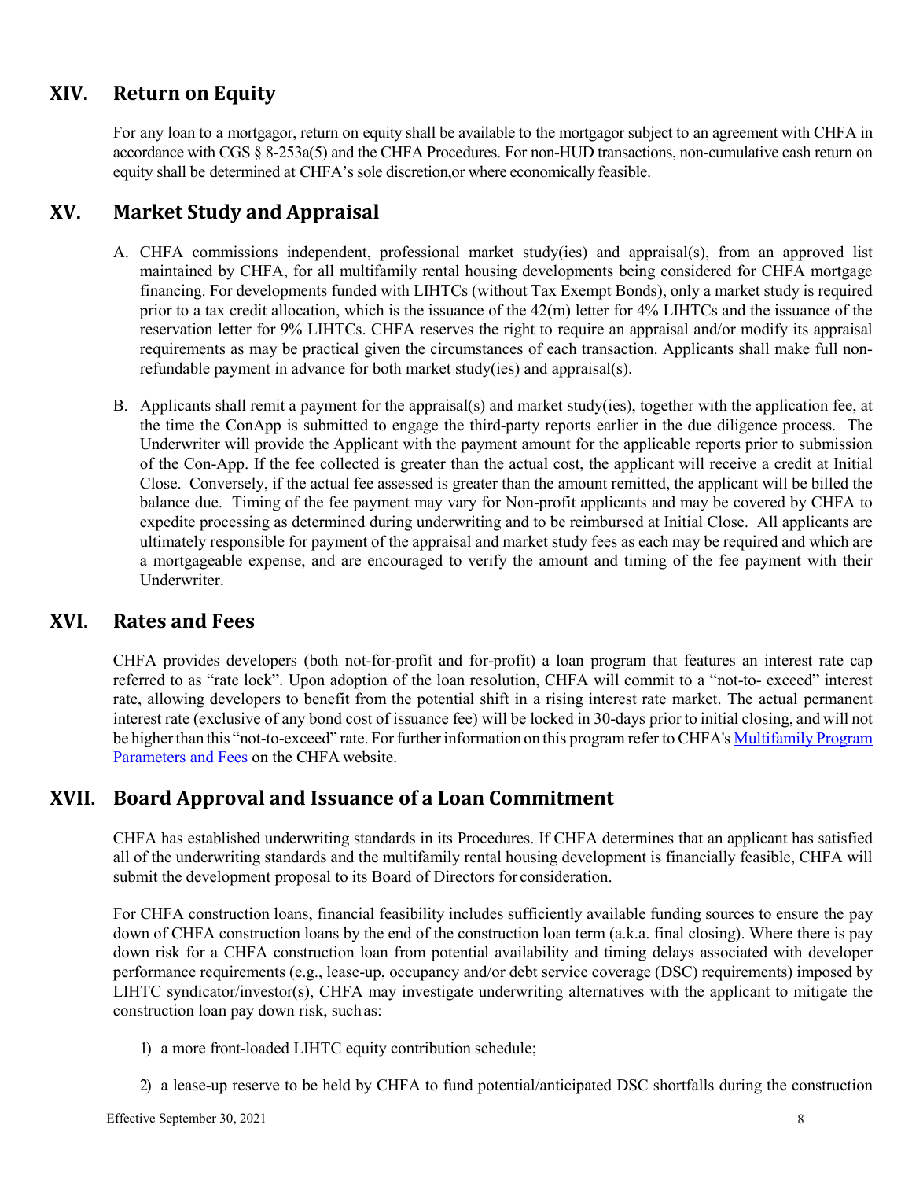## XIV. Return on Equity

For any loan to a mortgagor, return on equity shall be available to the mortgagor subject to an agreement with CHFA in accordance with CGS § 8-253a(5) and the CHFA Procedures. For non-HUD transactions, non-cumulative cash return on equity shall be determined at CHFA's sole discretion,or where economically feasible.

## XV. Market Study and Appraisal

A. CHFA commissions independent, professional market study(ies) and appraisal(s), from an approved list maintained by CHFA, for all multifamily rental housing developments being considered for CHFA mortgage financing. For developments funded with LIHTCs (without Tax Exempt Bonds), only a market study is required prior to a tax credit allocation, which is the issuance of the 42(m) letter for 4% LIHTCs and the issuance of the reservation letter for 9% LIHTCs. CHFA reserves the right to require an appraisal and/or modify its appraisal requirements as may be practical given the circumstances of each transaction. Applicants shall make full non-refundable payment in advance for both market study(ies) and appraisal(s).

B. Applicants shall remit a payment for the appraisal(s) and market study(ies), together with the application fee, at the time the ConApp is submitted to engage the third-party reports earlier in the due diligence process. The Underwriter will provide the Applicant with the payment amount for the applicable reports prior to submission of the Con-App. If the fee collected is greater than the actual cost, the applicant will receive a credit at Initial Close. Conversely, if the actual fee assessed is greater than the amount remitted, the applicant will be billed the balance due. Timing of the fee payment may vary for Non-profit applicants and may be covered by CHFA to expedite processing as determined during underwriting and to be reimbursed at Initial Close. All applicants are ultimately responsible for payment of the appraisal and market study fees as each may be required and which are a mortgageable expense, and are encouraged to verify the amount and timing of the fee payment with their Underwriter.

## XVI. Rates and Fees

CHFA provides developers (both not-for-profit and for-profit) a loan program that features an interest rate cap referred to as "rate lock". Upon adoption of the loan resolution, CHFA will commit to a "not-to- exceed" interest rate, allowing developers to benefit from the potential shift in a rising interest rate market. The actual permanent interest rate (exclusive of any bond cost of issuance fee) will be locked in 30-days prior to initial closing, and will not be higher than this "not-to-exceed" rate. For further information on this program refer to CHFA's Multifamily Program Parameters and Fees on the CHFA website.

## XVII. Board Approval and Issuance of a Loan Commitment

CHFA has established underwriting standards in its Procedures. If CHFA determines that an applicant has satisfied all of the underwriting standards and the multifamily rental housing development is financially feasible, CHFA will submit the development proposal to its Board of Directors for consideration.

For CHFA construction loans, financial feasibility includes sufficiently available funding sources to ensure the pay down of CHFA construction loans by the end of the construction loan term (a.k.a. final closing). Where there is pay down risk for a CHFA construction loan from potential availability and timing delays associated with developer performance requirements (e.g., lease-up, occupancy and/or debt service coverage (DSC) requirements) imposed by LIHTC syndicator/investor(s), CHFA may investigate underwriting alternatives with the applicant to mitigate the construction loan pay down risk, such as:

1) a more front-loaded LIHTC equity contribution schedule;

2) a lease-up reserve to be held by CHFA to fund potential/anticipated DSC shortfalls during the construction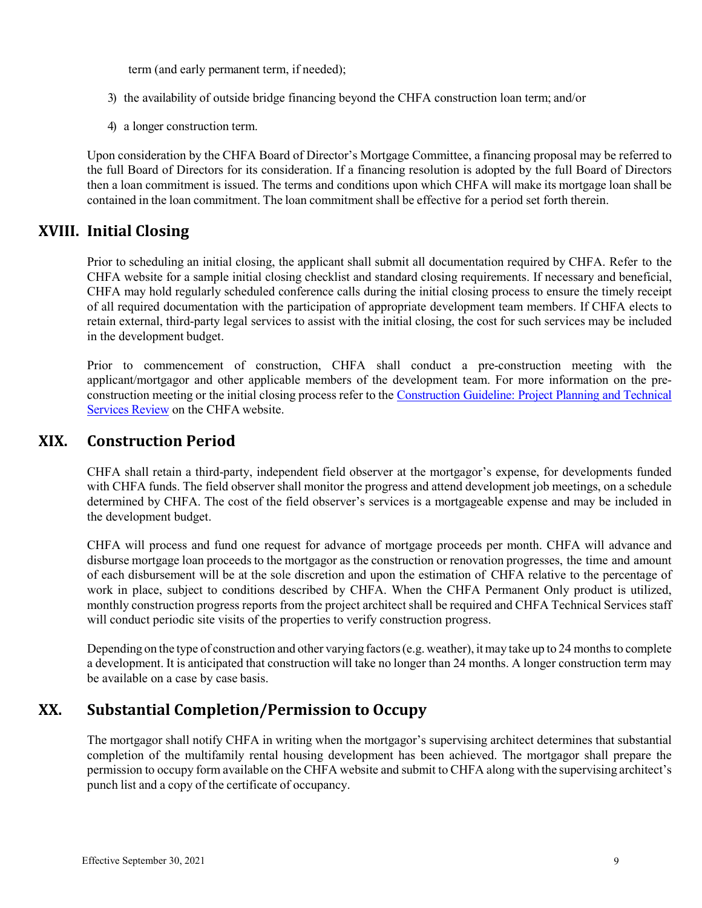term (and early permanent term, if needed);

3) the availability of outside bridge financing beyond the CHFA construction loan term; and/or

4) a longer construction term.

Upon consideration by the CHFA Board of Director's Mortgage Committee, a financing proposal may be referred to the full Board of Directors for its consideration. If a financing resolution is adopted by the full Board of Directors then a loan commitment is issued. The terms and conditions upon which CHFA will make its mortgage loan shall be contained in the loan commitment. The loan commitment shall be effective for a period set forth therein.

## XVIII. Initial Closing

Prior to scheduling an initial closing, the applicant shall submit all documentation required by CHFA. Refer to the CHFA website for a sample initial closing checklist and standard closing requirements. If necessary and beneficial, CHFA may hold regularly scheduled conference calls during the initial closing process to ensure the timely receipt of all required documentation with the participation of appropriate development team members. If CHFA elects to retain external, third-party legal services to assist with the initial closing, the cost for such services may be included in the development budget.

Prior to commencement of construction, CHFA shall conduct a pre-construction meeting with the applicant/mortgagor and other applicable members of the development team. For more information on the pre-construction meeting or the initial closing process refer to the Construction Guideline: Project Planning and Technical Services Review on the CHFA website.

## XIX. Construction Period

CHFA shall retain a third-party, independent field observer at the mortgagor's expense, for developments funded with CHFA funds. The field observer shall monitor the progress and attend development job meetings, on a schedule determined by CHFA. The cost of the field observer's services is a mortgageable expense and may be included in the development budget.

CHFA will process and fund one request for advance of mortgage proceeds per month. CHFA will advance and disburse mortgage loan proceeds to the mortgagor as the construction or renovation progresses, the time and amount of each disbursement will be at the sole discretion and upon the estimation of CHFA relative to the percentage of work in place, subject to conditions described by CHFA. When the CHFA Permanent Only product is utilized, monthly construction progress reports from the project architect shall be required and CHFA Technical Services staff will conduct periodic site visits of the properties to verify construction progress.

Depending on the type of construction and other varying factors (e.g. weather), it may take up to 24 months to complete a development. It is anticipated that construction will take no longer than 24 months. A longer construction term may be available on a case by case basis.

## XX. Substantial Completion/Permission to Occupy

The mortgagor shall notify CHFA in writing when the mortgagor's supervising architect determines that substantial completion of the multifamily rental housing development has been achieved. The mortgagor shall prepare the permission to occupy form available on the CHFA website and submit to CHFA along with the supervising architect's punch list and a copy of the certificate of occupancy.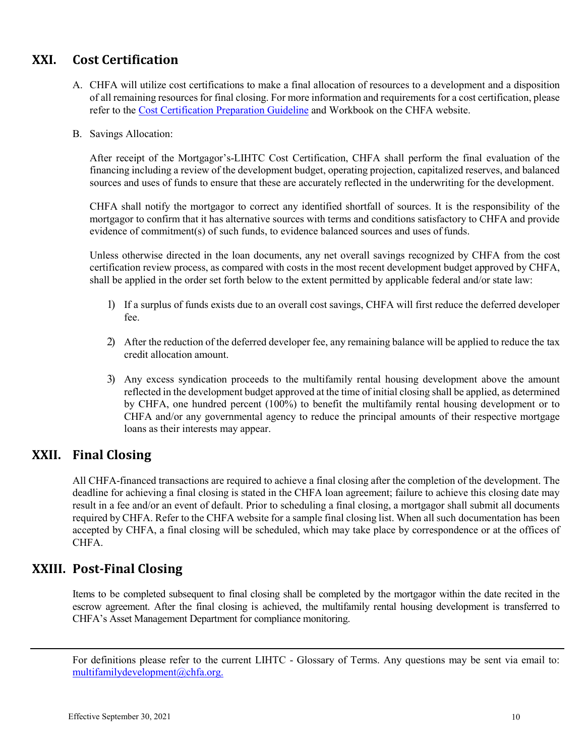## XXI. Cost Certification

A. CHFA will utilize cost certifications to make a final allocation of resources to a development and a disposition of all remaining resources for final closing. For more information and requirements for a cost certification, please refer to the Cost Certification Preparation Guideline and Workbook on the CHFA website.

B. Savings Allocation:

After receipt of the Mortgagor's-LIHTC Cost Certification, CHFA shall perform the final evaluation of the financing including a review of the development budget, operating projection, capitalized reserves, and balanced sources and uses of funds to ensure that these are accurately reflected in the underwriting for the development.

CHFA shall notify the mortgagor to correct any identified shortfall of sources. It is the responsibility of the mortgagor to confirm that it has alternative sources with terms and conditions satisfactory to CHFA and provide evidence of commitment(s) of such funds, to evidence balanced sources and uses of funds.

Unless otherwise directed in the loan documents, any net overall savings recognized by CHFA from the cost certification review process, as compared with costs in the most recent development budget approved by CHFA, shall be applied in the order set forth below to the extent permitted by applicable federal and/or state law:

1) If a surplus of funds exists due to an overall cost savings, CHFA will first reduce the deferred developer fee.

2) After the reduction of the deferred developer fee, any remaining balance will be applied to reduce the tax credit allocation amount.

3) Any excess syndication proceeds to the multifamily rental housing development above the amount reflected in the development budget approved at the time of initial closing shall be applied, as determined by CHFA, one hundred percent (100%) to benefit the multifamily rental housing development or to CHFA and/or any governmental agency to reduce the principal amounts of their respective mortgage loans as their interests may appear.

## XXII. Final Closing

All CHFA-financed transactions are required to achieve a final closing after the completion of the development. The deadline for achieving a final closing is stated in the CHFA loan agreement; failure to achieve this closing date may result in a fee and/or an event of default. Prior to scheduling a final closing, a mortgagor shall submit all documents required by CHFA. Refer to the CHFA website for a sample final closing list. When all such documentation has been accepted by CHFA, a final closing will be scheduled, which may take place by correspondence or at the offices of CHFA.

## XXIII. Post-Final Closing

Items to be completed subsequent to final closing shall be completed by the mortgagor within the date recited in the escrow agreement. After the final closing is achieved, the multifamily rental housing development is transferred to CHFA's Asset Management Department for compliance monitoring.

---

For definitions please refer to the current LIHTC - Glossary of Terms. Any questions may be sent via email to: multifamilydevelopment@chfa.org.

Effective September 30, 2021